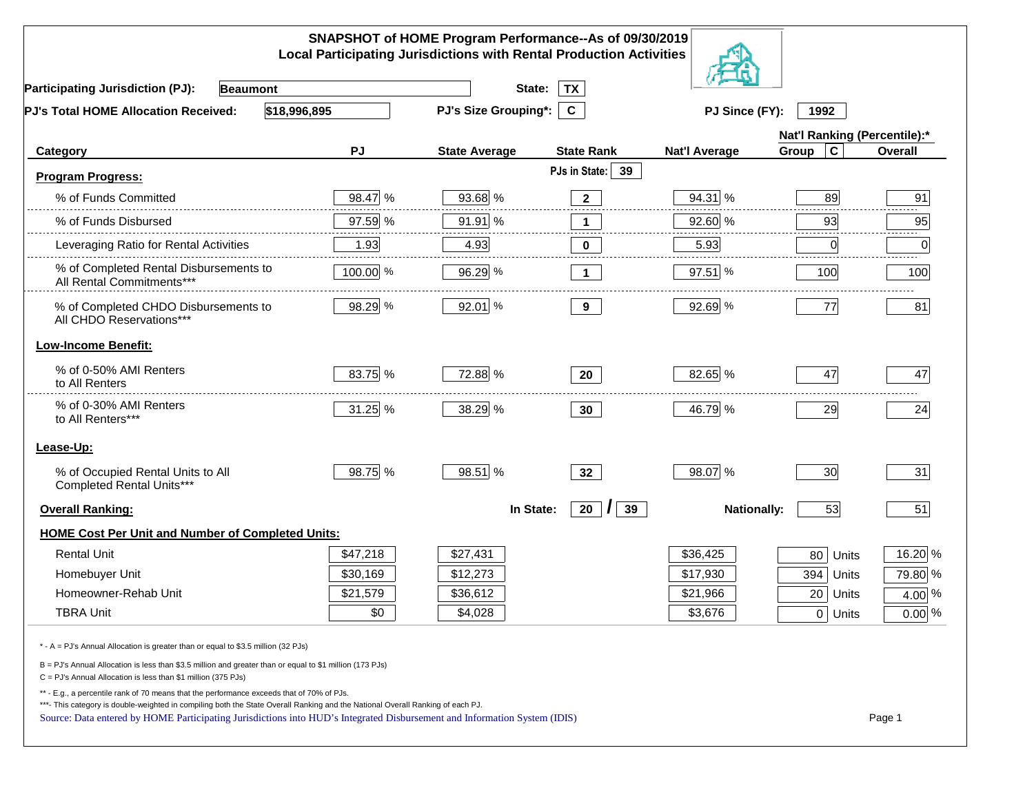# SNAPSHOT of HOME Program Performance--As of 09/30/2019
## Local Participating Jurisdictions with Rental Production Activities

**Participating Jurisdiction (PJ):** Beaumont  **State:** TX

**PJ's Total HOME Allocation Received:** $18,996,895  **PJ's Size Grouping*:** C  **PJ Since (FY):** 1992

| Category | PJ | State Average | State Rank | Nat'l Average | Nat'l Ranking (Percentile):* Group C | Overall |
|---|---|---|---|---|---|---|
| **Program Progress:** | | | PJs in State: 39 | | | |
| % of Funds Committed | 98.47 % | 93.68 % | 2 | 94.31 % | 89 | 91 |
| % of Funds Disbursed | 97.59 % | 91.91 % | 1 | 92.60 % | 93 | 95 |
| Leveraging Ratio for Rental Activities | 1.93 | 4.93 | 0 | 5.93 | 0 | 0 |
| % of Completed Rental Disbursements to All Rental Commitments*** | 100.00 % | 96.29 % | 1 | 97.51 % | 100 | 100 |
| % of Completed CHDO Disbursements to All CHDO Reservations*** | 98.29 % | 92.01 % | 9 | 92.69 % | 77 | 81 |
| **Low-Income Benefit:** | | | | | | |
| % of 0-50% AMI Renters to All Renters | 83.75 % | 72.88 % | 20 | 82.65 % | 47 | 47 |
| % of 0-30% AMI Renters to All Renters*** | 31.25 % | 38.29 % | 30 | 46.79 % | 29 | 24 |
| **Lease-Up:** | | | | | | |
| % of Occupied Rental Units to All Completed Rental Units*** | 98.75 % | 98.51 % | 32 | 98.07 % | 30 | 31 |
| **Overall Ranking:** | | In State: | 20 / 39 | Nationally: | 53 | 51 |
| **HOME Cost Per Unit and Number of Completed Units:** | | | | | | |
| Rental Unit | $47,218 | $27,431 | | $36,425 | 80 Units | 16.20 % |
| Homebuyer Unit | $30,169 | $12,273 | | $17,930 | 394 Units | 79.80 % |
| Homeowner-Rehab Unit | $21,579 | $36,612 | | $21,966 | 20 Units | 4.00 % |
| TBRA Unit | $0 | $4,028 | | $3,676 | 0 Units | 0.00 % |

\* - A = PJ's Annual Allocation is greater than or equal to $3.5 million (32 PJs)

B = PJ's Annual Allocation is less than $3.5 million and greater than or equal to $1 million (173 PJs)

C = PJ's Annual Allocation is less than $1 million (375 PJs)

** - E.g., a percentile rank of 70 means that the performance exceeds that of 70% of PJs.

***- This category is double-weighted in compiling both the State Overall Ranking and the National Overall Ranking of each PJ.

Source: Data entered by HOME Participating Jurisdictions into HUD's Integrated Disbursement and Information System (IDIS)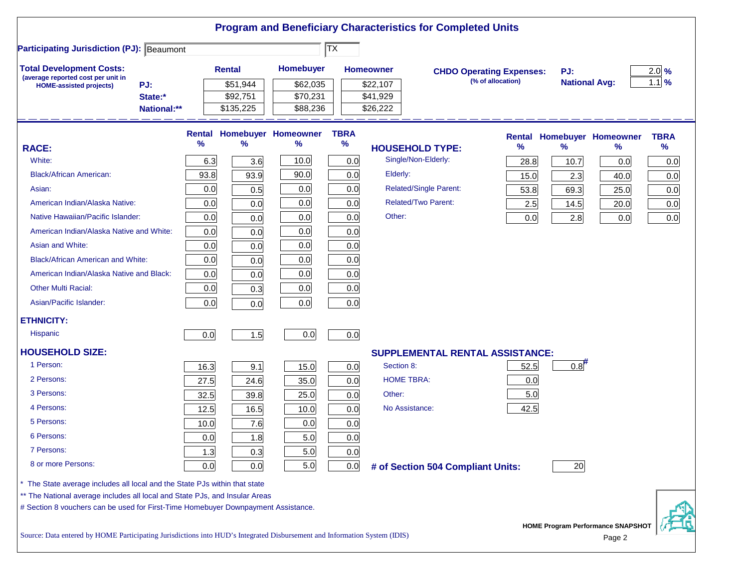# Program and Beneficiary Characteristics for Completed Units

**Participating Jurisdiction (PJ):** Beaumont TX

**Total Development Costs:** (average reported cost per unit in HOME-assisted projects)

| | Rental | Homebuyer | Homeowner |
|---|---|---|---|
| PJ: | $51,944 | $62,035 | $22,107 |
| State:* | $92,751 | $70,231 | $41,929 |
| National:** | $135,225 | $88,236 | $26,222 |

**CHDO Operating Expenses:** (% of allocation)

| | |
|---|---|
| PJ: | 2.0 % |
| National Avg: | 1.1 % |

| RACE: | Rental % | Homebuyer % | Homeowner % | TBRA % |
|---|---|---|---|---|
| White: | 6.3 | 3.6 | 10.0 | 0.0 |
| Black/African American: | 93.8 | 93.9 | 90.0 | 0.0 |
| Asian: | 0.0 | 0.5 | 0.0 | 0.0 |
| American Indian/Alaska Native: | 0.0 | 0.0 | 0.0 | 0.0 |
| Native Hawaiian/Pacific Islander: | 0.0 | 0.0 | 0.0 | 0.0 |
| American Indian/Alaska Native and White: | 0.0 | 0.0 | 0.0 | 0.0 |
| Asian and White: | 0.0 | 0.0 | 0.0 | 0.0 |
| Black/African American and White: | 0.0 | 0.0 | 0.0 | 0.0 |
| American Indian/Alaska Native and Black: | 0.0 | 0.0 | 0.0 | 0.0 |
| Other Multi Racial: | 0.0 | 0.3 | 0.0 | 0.0 |
| Asian/Pacific Islander: | 0.0 | 0.0 | 0.0 | 0.0 |
| **ETHNICITY:** | | | | |
| Hispanic | 0.0 | 1.5 | 0.0 | 0.0 |
| **HOUSEHOLD SIZE:** | | | | |
| 1 Person: | 16.3 | 9.1 | 15.0 | 0.0 |
| 2 Persons: | 27.5 | 24.6 | 35.0 | 0.0 |
| 3 Persons: | 32.5 | 39.8 | 25.0 | 0.0 |
| 4 Persons: | 12.5 | 16.5 | 10.0 | 0.0 |
| 5 Persons: | 10.0 | 7.6 | 0.0 | 0.0 |
| 6 Persons: | 0.0 | 1.8 | 5.0 | 0.0 |
| 7 Persons: | 1.3 | 0.3 | 5.0 | 0.0 |
| 8 or more Persons: | 0.0 | 0.0 | 5.0 | 0.0 |

| HOUSEHOLD TYPE: | Rental % | Homebuyer % | Homeowner % | TBRA % |
|---|---|---|---|---|
| Single/Non-Elderly: | 28.8 | 10.7 | 0.0 | 0.0 |
| Elderly: | 15.0 | 2.3 | 40.0 | 0.0 |
| Related/Single Parent: | 53.8 | 69.3 | 25.0 | 0.0 |
| Related/Two Parent: | 2.5 | 14.5 | 20.0 | 0.0 |
| Other: | 0.0 | 2.8 | 0.0 | 0.0 |

| SUPPLEMENTAL RENTAL ASSISTANCE: | Rental | Homebuyer |
|---|---|---|
| Section 8: | 52.5 | 0.8# |
| HOME TBRA: | 0.0 | |
| Other: | 5.0 | |
| No Assistance: | 42.5 | |

**# of Section 504 Compliant Units:** 20

\* The State average includes all local and the State PJs within that state

** The National average includes all local and State PJs, and Insular Areas

# Section 8 vouchers can be used for First-Time Homebuyer Downpayment Assistance.

Source: Data entered by HOME Participating Jurisdictions into HUD's Integrated Disbursement and Information System (IDIS)

HOME Program Performance SNAPSHOT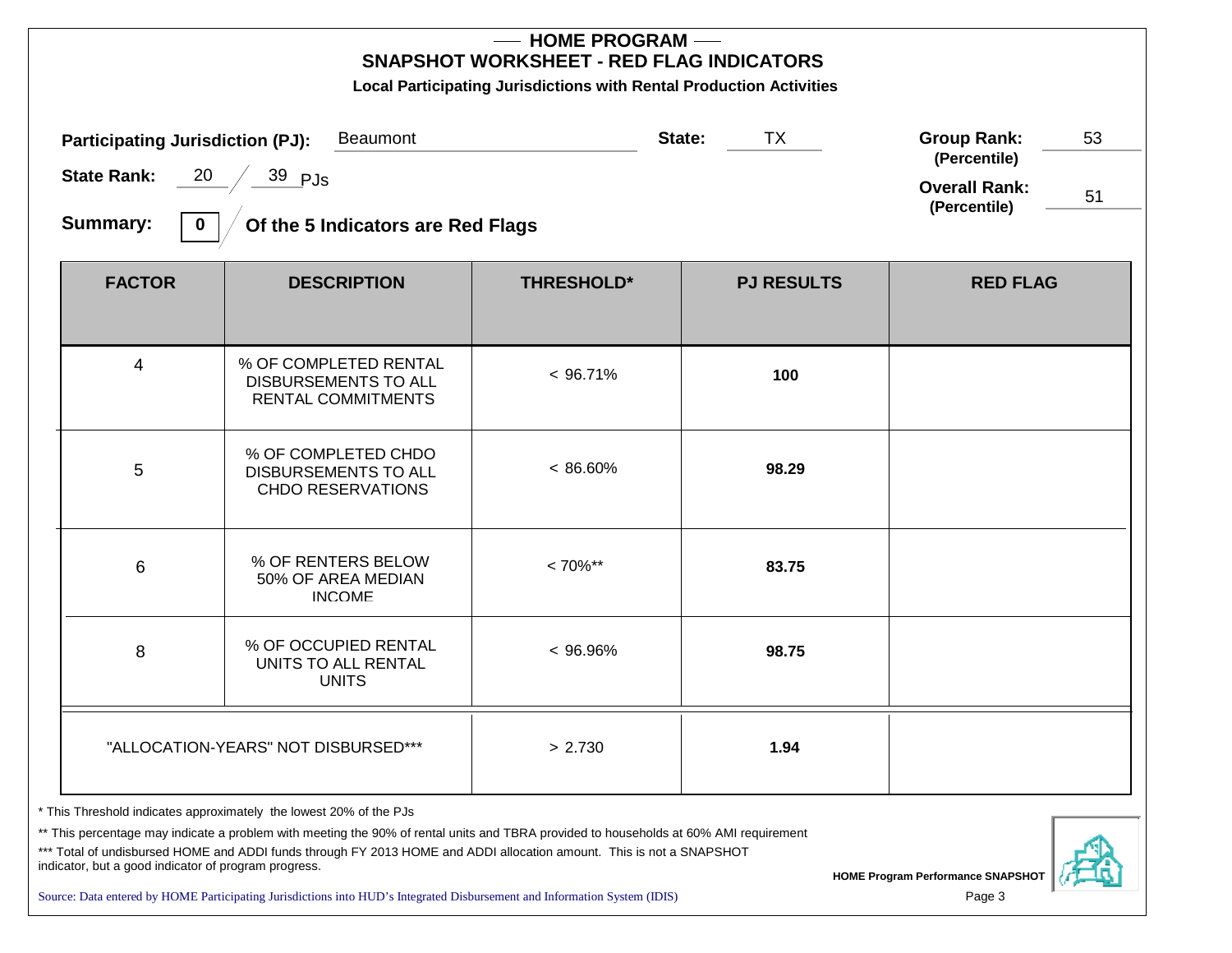# HOME PROGRAM
## SNAPSHOT WORKSHEET - RED FLAG INDICATORS
### Local Participating Jurisdictions with Rental Production Activities

**Participating Jurisdiction (PJ):** Beaumont **State:** TX **Group Rank:** 53 **(Percentile)**

**State Rank:** 20 / 39 PJs **Overall Rank:** 51 **(Percentile)**

**Summary:** 0 / **Of the 5 Indicators are Red Flags**

| FACTOR | DESCRIPTION | THRESHOLD* | PJ RESULTS | RED FLAG |
|---|---|---|---|---|
| 4 | % OF COMPLETED RENTAL DISBURSEMENTS TO ALL RENTAL COMMITMENTS | < 96.71% | **100** | |
| 5 | % OF COMPLETED CHDO DISBURSEMENTS TO ALL CHDO RESERVATIONS | < 86.60% | **98.29** | |
| 6 | % OF RENTERS BELOW 50% OF AREA MEDIAN INCOME | < 70%** | **83.75** | |
| 8 | % OF OCCUPIED RENTAL UNITS TO ALL RENTAL UNITS | < 96.96% | **98.75** | |
| "ALLOCATION-YEARS" NOT DISBURSED*** | | > 2.730 | **1.94** | |

\* This Threshold indicates approximately the lowest 20% of the PJs

** This percentage may indicate a problem with meeting the 90% of rental units and TBRA provided to households at 60% AMI requirement

*** Total of undisbursed HOME and ADDI funds through FY 2013 HOME and ADDI allocation amount. This is not a SNAPSHOT indicator, but a good indicator of program progress.

Source: Data entered by HOME Participating Jurisdictions into HUD's Integrated Disbursement and Information System (IDIS)